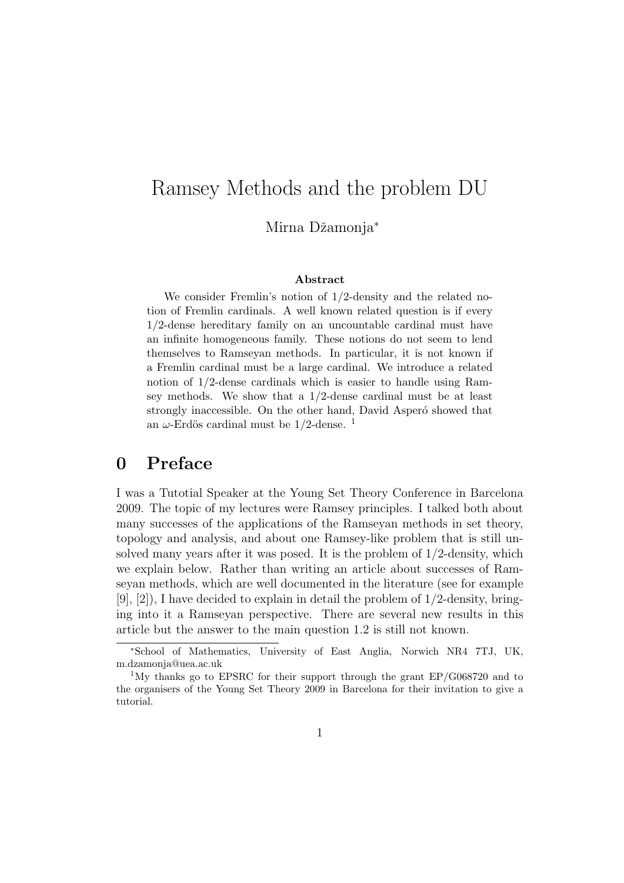# Ramsey Methods and the problem DU

Mirna Džamonja*

### Abstract

We consider Fremlin's notion of 1/2-density and the related notion of Fremlin cardinals. A well known related question is if every 1/2-dense hereditary family on an uncountable cardinal must have an infinite homogeneous family. These notions do not seem to lend themselves to Ramseyan methods. In particular, it is not known if a Fremlin cardinal must be a large cardinal. We introduce a related notion of 1/2-dense cardinals which is easier to handle using Ramsey methods. We show that a 1/2-dense cardinal must be at least strongly inaccessible. On the other hand, David Asperó showed that an $\omega$-Erdös cardinal must be 1/2-dense. [1]

## 0 Preface

I was a Tutotial Speaker at the Young Set Theory Conference in Barcelona 2009. The topic of my lectures were Ramsey principles. I talked both about many successes of the applications of the Ramseyan methods in set theory, topology and analysis, and about one Ramsey-like problem that is still unsolved many years after it was posed. It is the problem of 1/2-density, which we explain below. Rather than writing an article about successes of Ramseyan methods, which are well documented in the literature (see for example [9], [2]), I have decided to explain in detail the problem of 1/2-density, bringing into it a Ramseyan perspective. There are several new results in this article but the answer to the main question 1.2 is still not known.

---

*School of Mathematics, University of East Anglia, Norwich NR4 7TJ, UK, m.dzamonja@uea.ac.uk

[1] My thanks go to EPSRC for their support through the grant EP/G068720 and to the organisers of the Young Set Theory 2009 in Barcelona for their invitation to give a tutorial.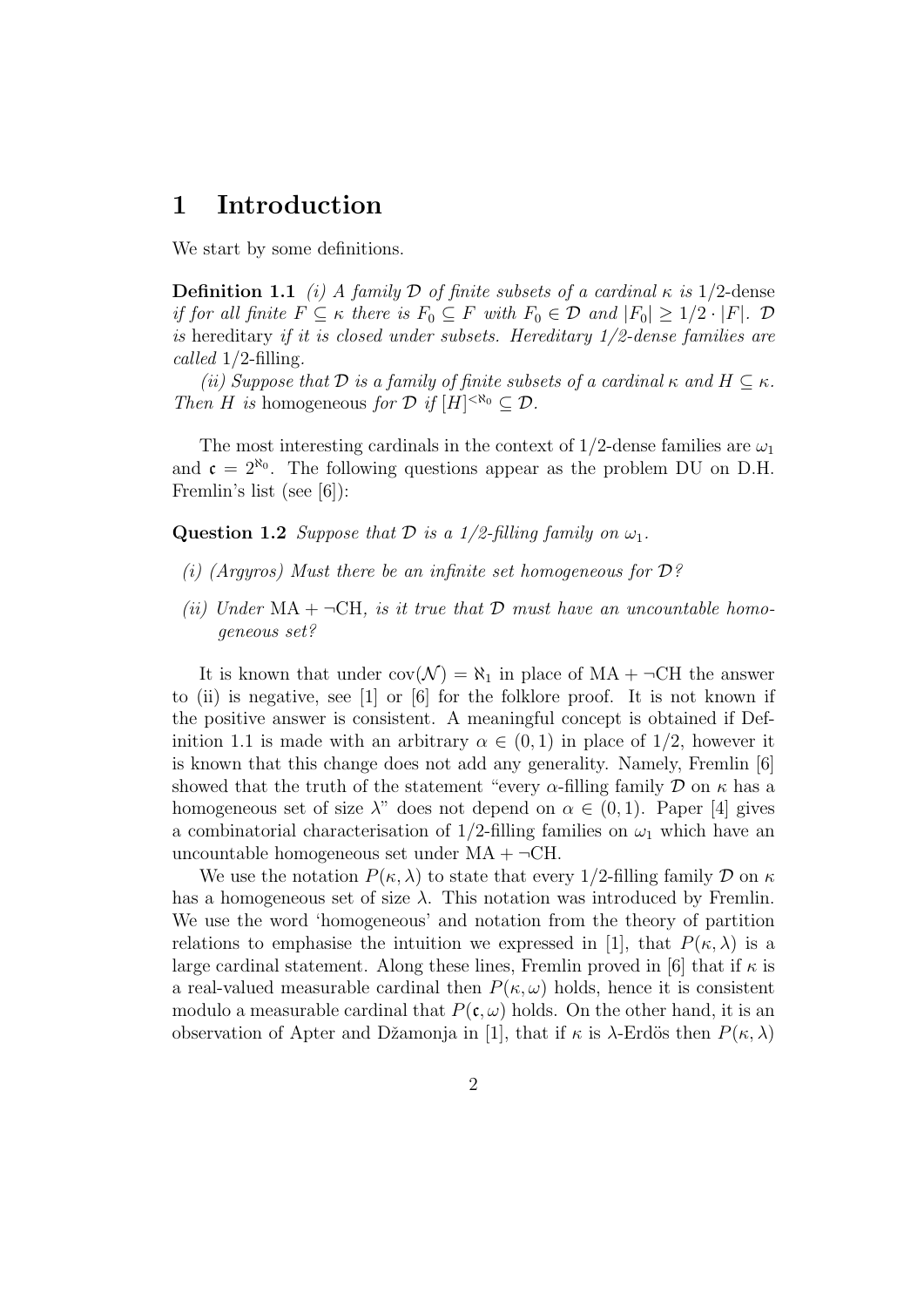# 1 Introduction

We start by some definitions.

**Definition 1.1** *(i) A family $\mathcal{D}$ of finite subsets of a cardinal $\kappa$ is* 1/2-dense *if for all finite $F \subseteq \kappa$ there is $F_0 \subseteq F$ with $F_0 \in \mathcal{D}$ and $|F_0| \geq 1/2 \cdot |F|$. $\mathcal{D}$ is* hereditary *if it is closed under subsets. Hereditary 1/2-dense families are called* 1/2-filling.

*(ii) Suppose that $\mathcal{D}$ is a family of finite subsets of a cardinal $\kappa$ and $H \subseteq \kappa$. Then $H$ is* homogeneous *for $\mathcal{D}$ if $[H]^{<\aleph_0} \subseteq \mathcal{D}$.*

The most interesting cardinals in the context of 1/2-dense families are $\omega_1$ and $\mathfrak{c} = 2^{\aleph_0}$. The following questions appear as the problem DU on D.H. Fremlin's list (see [6]):

**Question 1.2** *Suppose that $\mathcal{D}$ is a 1/2-filling family on $\omega_1$.*

- *(i) (Argyros) Must there be an infinite set homogeneous for $\mathcal{D}$?*
- *(ii) Under* MA + ¬CH*, is it true that $\mathcal{D}$ must have an uncountable homogeneous set?*

It is known that under $\mathrm{cov}(\mathcal{N}) = \aleph_1$ in place of MA + ¬CH the answer to (ii) is negative, see [1] or [6] for the folklore proof. It is not known if the positive answer is consistent. A meaningful concept is obtained if Definition 1.1 is made with an arbitrary $\alpha \in (0, 1)$ in place of 1/2, however it is known that this change does not add any generality. Namely, Fremlin [6] showed that the truth of the statement "every $\alpha$-filling family $\mathcal{D}$ on $\kappa$ has a homogeneous set of size $\lambda$" does not depend on $\alpha \in (0, 1)$. Paper [4] gives a combinatorial characterisation of 1/2-filling families on $\omega_1$ which have an uncountable homogeneous set under MA + ¬CH.

We use the notation $P(\kappa, \lambda)$ to state that every 1/2-filling family $\mathcal{D}$ on $\kappa$ has a homogeneous set of size $\lambda$. This notation was introduced by Fremlin. We use the word 'homogeneous' and notation from the theory of partition relations to emphasise the intuition we expressed in [1], that $P(\kappa, \lambda)$ is a large cardinal statement. Along these lines, Fremlin proved in [6] that if $\kappa$ is a real-valued measurable cardinal then $P(\kappa, \omega)$ holds, hence it is consistent modulo a measurable cardinal that $P(\mathfrak{c}, \omega)$ holds. On the other hand, it is an observation of Apter and Džamonja in [1], that if $\kappa$ is $\lambda$-Erdös then $P(\kappa, \lambda)$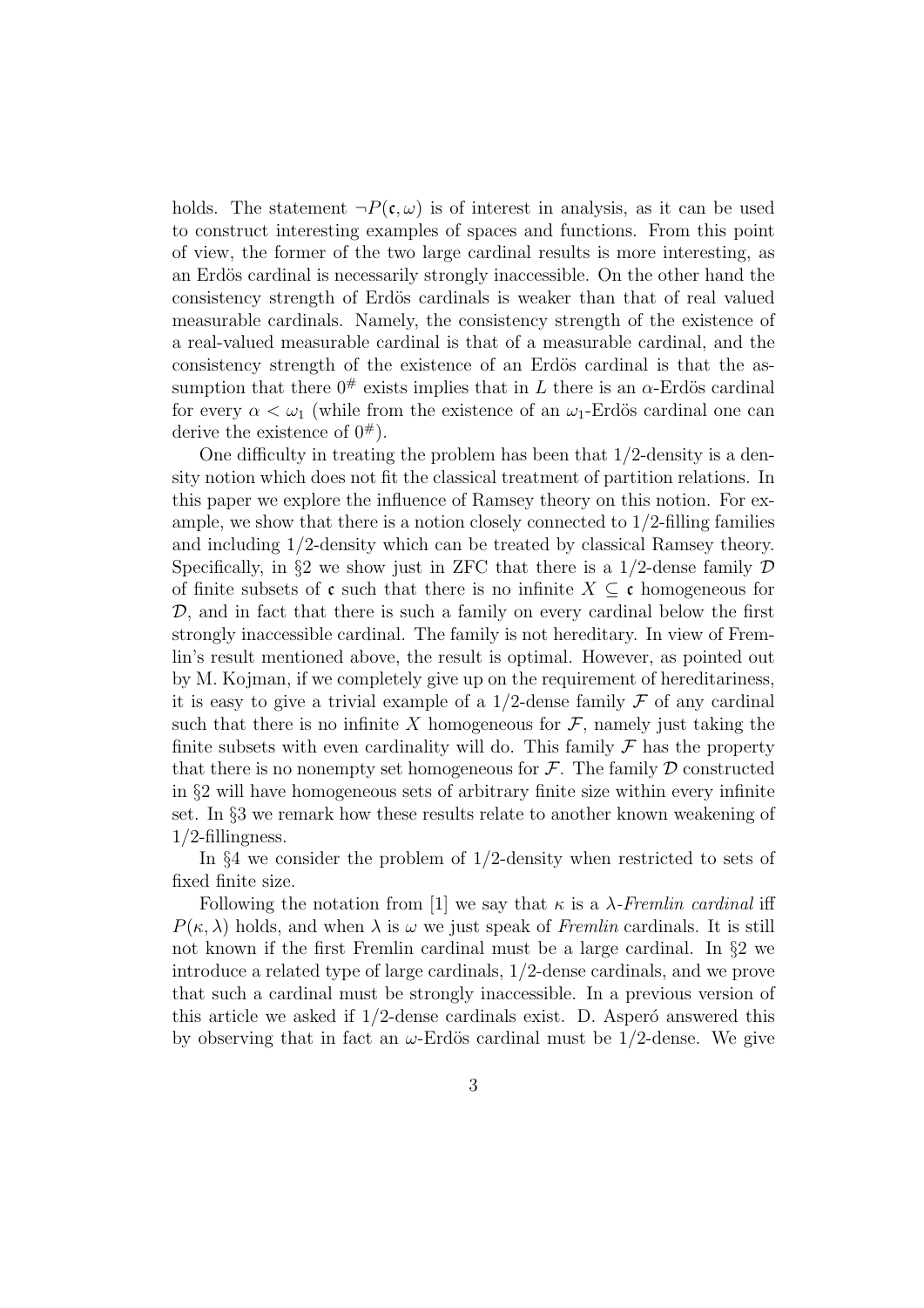holds. The statement $\neg P(\mathfrak{c}, \omega)$ is of interest in analysis, as it can be used to construct interesting examples of spaces and functions. From this point of view, the former of the two large cardinal results is more interesting, as an Erdös cardinal is necessarily strongly inaccessible. On the other hand the consistency strength of Erdös cardinals is weaker than that of real valued measurable cardinals. Namely, the consistency strength of the existence of a real-valued measurable cardinal is that of a measurable cardinal, and the consistency strength of the existence of an Erdös cardinal is that the assumption that there $0^\#$ exists implies that in $L$ there is an $\alpha$-Erdös cardinal for every $\alpha < \omega_1$ (while from the existence of an $\omega_1$-Erdös cardinal one can derive the existence of $0^\#$).

One difficulty in treating the problem has been that $1/2$-density is a density notion which does not fit the classical treatment of partition relations. In this paper we explore the influence of Ramsey theory on this notion. For example, we show that there is a notion closely connected to $1/2$-filling families and including $1/2$-density which can be treated by classical Ramsey theory. Specifically, in §2 we show just in ZFC that there is a $1/2$-dense family $\mathcal{D}$ of finite subsets of $\mathfrak{c}$ such that there is no infinite $X \subseteq \mathfrak{c}$ homogeneous for $\mathcal{D}$, and in fact that there is such a family on every cardinal below the first strongly inaccessible cardinal. The family is not hereditary. In view of Fremlin's result mentioned above, the result is optimal. However, as pointed out by M. Kojman, if we completely give up on the requirement of hereditariness, it is easy to give a trivial example of a $1/2$-dense family $\mathcal{F}$ of any cardinal such that there is no infinite $X$ homogeneous for $\mathcal{F}$, namely just taking the finite subsets with even cardinality will do. This family $\mathcal{F}$ has the property that there is no nonempty set homogeneous for $\mathcal{F}$. The family $\mathcal{D}$ constructed in §2 will have homogeneous sets of arbitrary finite size within every infinite set. In §3 we remark how these results relate to another known weakening of $1/2$-fillingness.

In §4 we consider the problem of $1/2$-density when restricted to sets of fixed finite size.

Following the notation from [1] we say that $\kappa$ is a $\lambda$-*Fremlin cardinal* iff $P(\kappa, \lambda)$ holds, and when $\lambda$ is $\omega$ we just speak of *Fremlin* cardinals. It is still not known if the first Fremlin cardinal must be a large cardinal. In §2 we introduce a related type of large cardinals, $1/2$-dense cardinals, and we prove that such a cardinal must be strongly inaccessible. In a previous version of this article we asked if $1/2$-dense cardinals exist. D. Asperó answered this by observing that in fact an $\omega$-Erdös cardinal must be $1/2$-dense. We give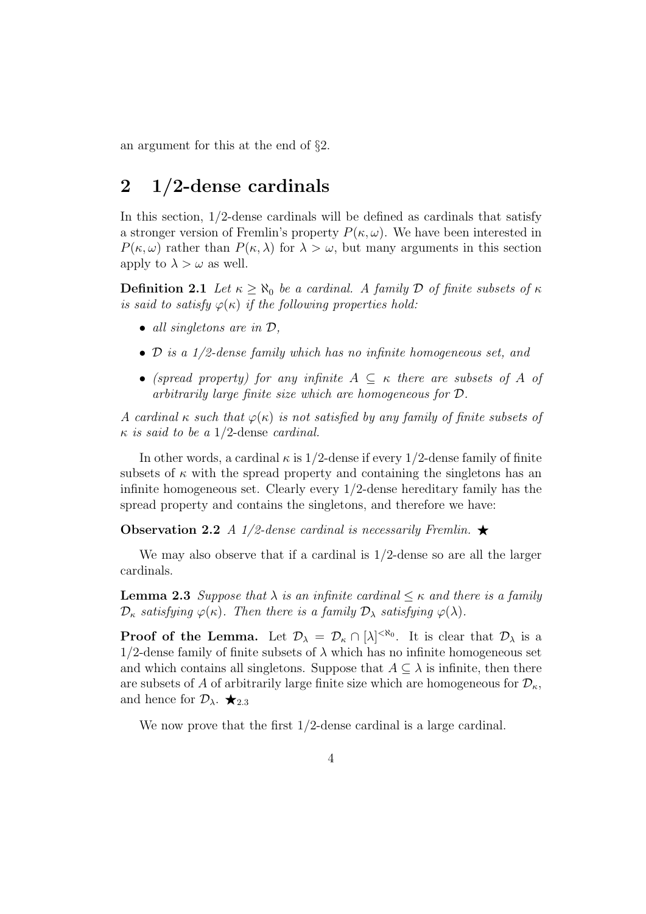an argument for this at the end of §2.

## 2 1/2-dense cardinals

In this section, 1/2-dense cardinals will be defined as cardinals that satisfy a stronger version of Fremlin's property $P(\kappa, \omega)$. We have been interested in $P(\kappa, \omega)$ rather than $P(\kappa, \lambda)$ for $\lambda > \omega$, but many arguments in this section apply to $\lambda > \omega$ as well.

**Definition 2.1** *Let $\kappa \geq \aleph_0$ be a cardinal. A family $\mathcal{D}$ of finite subsets of $\kappa$ is said to satisfy $\varphi(\kappa)$ if the following properties hold:*

- *all singletons are in $\mathcal{D}$,*
- *$\mathcal{D}$ is a 1/2-dense family which has no infinite homogeneous set, and*
- *(spread property) for any infinite $A \subseteq \kappa$ there are subsets of $A$ of arbitrarily large finite size which are homogeneous for $\mathcal{D}$.*

*A cardinal $\kappa$ such that $\varphi(\kappa)$ is not satisfied by any family of finite subsets of $\kappa$ is said to be a* 1/2-dense *cardinal.*

In other words, a cardinal $\kappa$ is 1/2-dense if every 1/2-dense family of finite subsets of $\kappa$ with the spread property and containing the singletons has an infinite homogeneous set. Clearly every 1/2-dense hereditary family has the spread property and contains the singletons, and therefore we have:

**Observation 2.2** *A 1/2-dense cardinal is necessarily Fremlin.* ★

We may also observe that if a cardinal is 1/2-dense so are all the larger cardinals.

**Lemma 2.3** *Suppose that $\lambda$ is an infinite cardinal $\leq \kappa$ and there is a family $\mathcal{D}_\kappa$ satisfying $\varphi(\kappa)$. Then there is a family $\mathcal{D}_\lambda$ satisfying $\varphi(\lambda)$.*

**Proof of the Lemma.** Let $\mathcal{D}_\lambda = \mathcal{D}_\kappa \cap [\lambda]^{<\aleph_0}$. It is clear that $\mathcal{D}_\lambda$ is a 1/2-dense family of finite subsets of $\lambda$ which has no infinite homogeneous set and which contains all singletons. Suppose that $A \subseteq \lambda$ is infinite, then there are subsets of $A$ of arbitrarily large finite size which are homogeneous for $\mathcal{D}_\kappa$, and hence for $\mathcal{D}_\lambda$. $\bigstar_{2.3}$

We now prove that the first 1/2-dense cardinal is a large cardinal.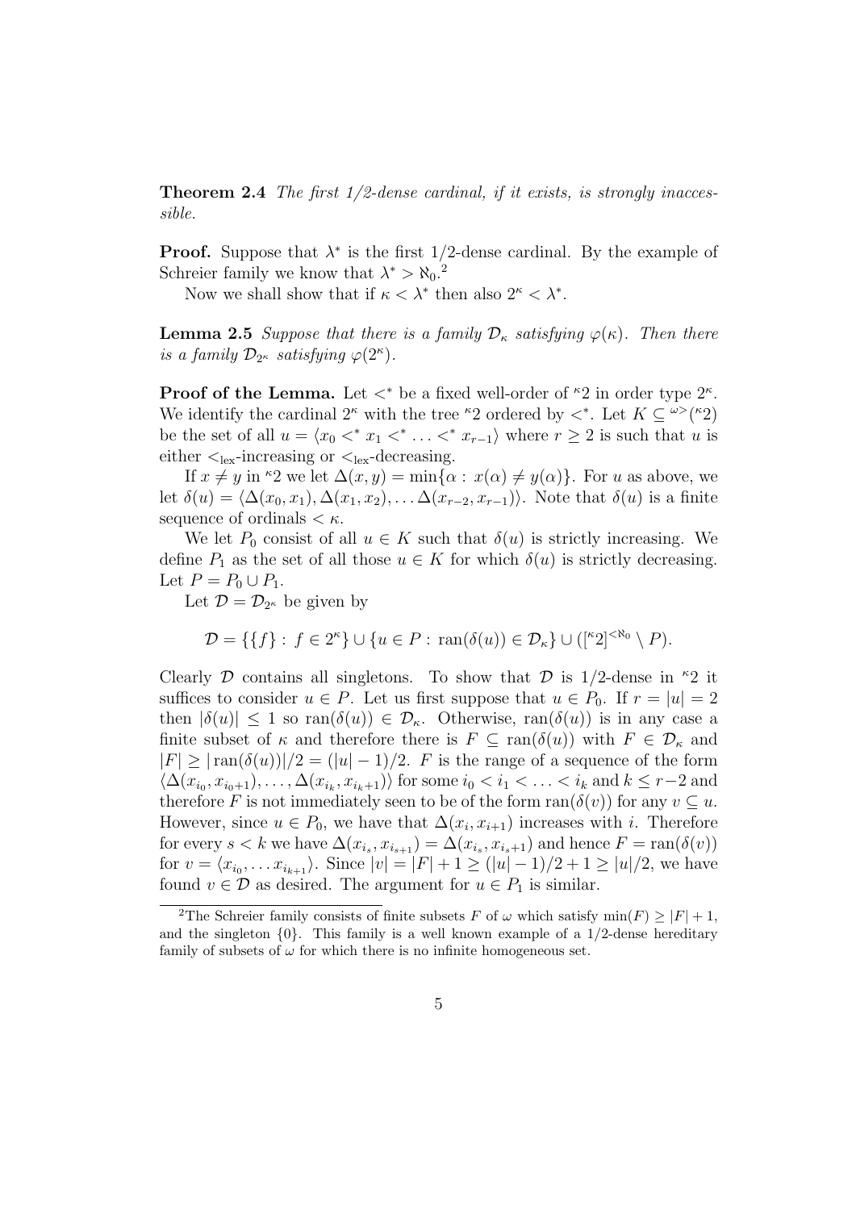**Theorem 2.4** *The first 1/2-dense cardinal, if it exists, is strongly inaccessible.*

**Proof.** Suppose that $\lambda^*$ is the first 1/2-dense cardinal. By the example of Schreier family we know that $\lambda^* > \aleph_0$.[2]

Now we shall show that if $\kappa < \lambda^*$ then also $2^\kappa < \lambda^*$.

**Lemma 2.5** *Suppose that there is a family $\mathcal{D}_\kappa$ satisfying $\varphi(\kappa)$. Then there is a family $\mathcal{D}_{2^\kappa}$ satisfying $\varphi(2^\kappa)$.*

**Proof of the Lemma.** Let $<^*$ be a fixed well-order of ${}^\kappa 2$ in order type $2^\kappa$. We identify the cardinal $2^\kappa$ with the tree ${}^\kappa 2$ ordered by $<^*$. Let $K \subseteq {}^{\omega>}({}^\kappa 2)$ be the set of all $u = \langle x_0 <^* x_1 <^* \ldots <^* x_{r-1}\rangle$ where $r \geq 2$ is such that $u$ is either $<_{\rm lex}$-increasing or $<_{\rm lex}$-decreasing.

If $x \neq y$ in ${}^\kappa 2$ we let $\Delta(x,y) = \min\{\alpha : x(\alpha) \neq y(\alpha)\}$. For $u$ as above, we let $\delta(u) = \langle \Delta(x_0,x_1), \Delta(x_1,x_2), \ldots \Delta(x_{r-2},x_{r-1})\rangle$. Note that $\delta(u)$ is a finite sequence of ordinals $< \kappa$.

We let $P_0$ consist of all $u \in K$ such that $\delta(u)$ is strictly increasing. We define $P_1$ as the set of all those $u \in K$ for which $\delta(u)$ is strictly decreasing. Let $P = P_0 \cup P_1$.

Let $\mathcal{D} = \mathcal{D}_{2^\kappa}$ be given by

$$\mathcal{D} = \{\{f\} : f \in 2^\kappa\} \cup \{u \in P : \operatorname{ran}(\delta(u)) \in \mathcal{D}_\kappa\} \cup ([{}^\kappa 2]^{<\aleph_0} \setminus P).$$

Clearly $\mathcal{D}$ contains all singletons. To show that $\mathcal{D}$ is 1/2-dense in ${}^\kappa 2$ it suffices to consider $u \in P$. Let us first suppose that $u \in P_0$. If $r = |u| = 2$ then $|\delta(u)| \leq 1$ so $\operatorname{ran}(\delta(u)) \in \mathcal{D}_\kappa$. Otherwise, $\operatorname{ran}(\delta(u))$ is in any case a finite subset of $\kappa$ and therefore there is $F \subseteq \operatorname{ran}(\delta(u))$ with $F \in \mathcal{D}_\kappa$ and $|F| \geq |\operatorname{ran}(\delta(u))|/2 = (|u|-1)/2$. $F$ is the range of a sequence of the form $\langle \Delta(x_{i_0}, x_{i_0+1}), \ldots, \Delta(x_{i_k}, x_{i_k+1})\rangle$ for some $i_0 < i_1 < \ldots < i_k$ and $k \leq r-2$ and therefore $F$ is not immediately seen to be of the form $\operatorname{ran}(\delta(v))$ for any $v \subseteq u$. However, since $u \in P_0$, we have that $\Delta(x_i, x_{i+1})$ increases with $i$. Therefore for every $s < k$ we have $\Delta(x_{i_s}, x_{i_{s+1}}) = \Delta(x_{i_s}, x_{i_s+1})$ and hence $F = \operatorname{ran}(\delta(v))$ for $v = \langle x_{i_0}, \ldots x_{i_{k+1}}\rangle$. Since $|v| = |F| + 1 \geq (|u|-1)/2 + 1 \geq |u|/2$, we have found $v \in \mathcal{D}$ as desired. The argument for $u \in P_1$ is similar.

[2] The Schreier family consists of finite subsets $F$ of $\omega$ which satisfy $\min(F) \geq |F| + 1$, and the singleton $\{0\}$. This family is a well known example of a 1/2-dense hereditary family of subsets of $\omega$ for which there is no infinite homogeneous set.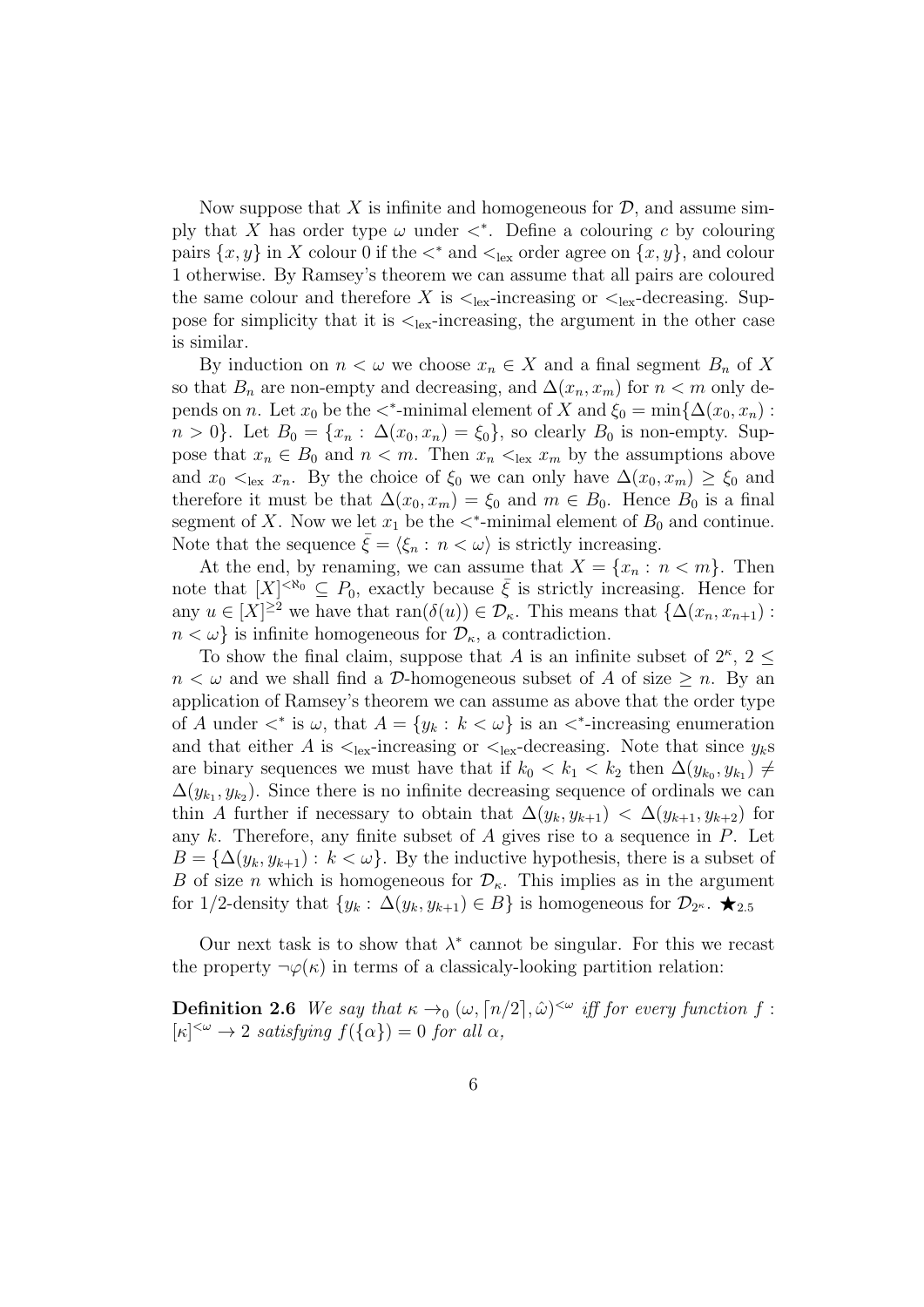Now suppose that $X$ is infinite and homogeneous for $\mathcal{D}$, and assume simply that $X$ has order type $\omega$ under $<^*$. Define a colouring $c$ by colouring pairs $\{x, y\}$ in $X$ colour 0 if the $<^*$ and $<_{\rm lex}$ order agree on $\{x, y\}$, and colour 1 otherwise. By Ramsey's theorem we can assume that all pairs are coloured the same colour and therefore $X$ is $<_{\rm lex}$-increasing or $<_{\rm lex}$-decreasing. Suppose for simplicity that it is $<_{\rm lex}$-increasing, the argument in the other case is similar.

By induction on $n < \omega$ we choose $x_n \in X$ and a final segment $B_n$ of $X$ so that $B_n$ are non-empty and decreasing, and $\Delta(x_n, x_m)$ for $n < m$ only depends on $n$. Let $x_0$ be the $<^*$-minimal element of $X$ and $\xi_0 = \min\{\Delta(x_0, x_n) : n > 0\}$. Let $B_0 = \{x_n : \Delta(x_0, x_n) = \xi_0\}$, so clearly $B_0$ is non-empty. Suppose that $x_n \in B_0$ and $n < m$. Then $x_n <_{\rm lex} x_m$ by the assumptions above and $x_0 <_{\rm lex} x_n$. By the choice of $\xi_0$ we can only have $\Delta(x_0, x_m) \geq \xi_0$ and therefore it must be that $\Delta(x_0, x_m) = \xi_0$ and $m \in B_0$. Hence $B_0$ is a final segment of $X$. Now we let $x_1$ be the $<^*$-minimal element of $B_0$ and continue. Note that the sequence $\bar{\xi} = \langle \xi_n : n < \omega \rangle$ is strictly increasing.

At the end, by renaming, we can assume that $X = \{x_n : n < m\}$. Then note that $[X]^{<\aleph_0} \subseteq P_0$, exactly because $\bar{\xi}$ is strictly increasing. Hence for any $u \in [X]^{\geq 2}$ we have that ${\rm ran}(\delta(u)) \in \mathcal{D}_\kappa$. This means that $\{\Delta(x_n, x_{n+1}) : n < \omega\}$ is infinite homogeneous for $\mathcal{D}_\kappa$, a contradiction.

To show the final claim, suppose that $A$ is an infinite subset of $2^\kappa$, $2 \leq n < \omega$ and we shall find a $\mathcal{D}$-homogeneous subset of $A$ of size $\geq n$. By an application of Ramsey's theorem we can assume as above that the order type of $A$ under $<^*$ is $\omega$, that $A = \{y_k : k < \omega\}$ is an $<^*$-increasing enumeration and that either $A$ is $<_{\rm lex}$-increasing or $<_{\rm lex}$-decreasing. Note that since $y_k$s are binary sequences we must have that if $k_0 < k_1 < k_2$ then $\Delta(y_{k_0}, y_{k_1}) \neq \Delta(y_{k_1}, y_{k_2})$. Since there is no infinite decreasing sequence of ordinals we can thin $A$ further if necessary to obtain that $\Delta(y_k, y_{k+1}) < \Delta(y_{k+1}, y_{k+2})$ for any $k$. Therefore, any finite subset of $A$ gives rise to a sequence in $P$. Let $B = \{\Delta(y_k, y_{k+1}) : k < \omega\}$. By the inductive hypothesis, there is a subset of $B$ of size $n$ which is homogeneous for $\mathcal{D}_\kappa$. This implies as in the argument for 1/2-density that $\{y_k : \Delta(y_k, y_{k+1}) \in B\}$ is homogeneous for $\mathcal{D}_{2^\kappa}$. $\bigstar_{2.5}$

Our next task is to show that $\lambda^*$ cannot be singular. For this we recast the property $\neg\varphi(\kappa)$ in terms of a classicaly-looking partition relation:

**Definition 2.6** *We say that* $\kappa \to_0 (\omega, \lceil n/2 \rceil, \hat{\omega})^{<\omega}$ *iff for every function* $f : [\kappa]^{<\omega} \to 2$ *satisfying* $f(\{\alpha\}) = 0$ *for all* $\alpha$,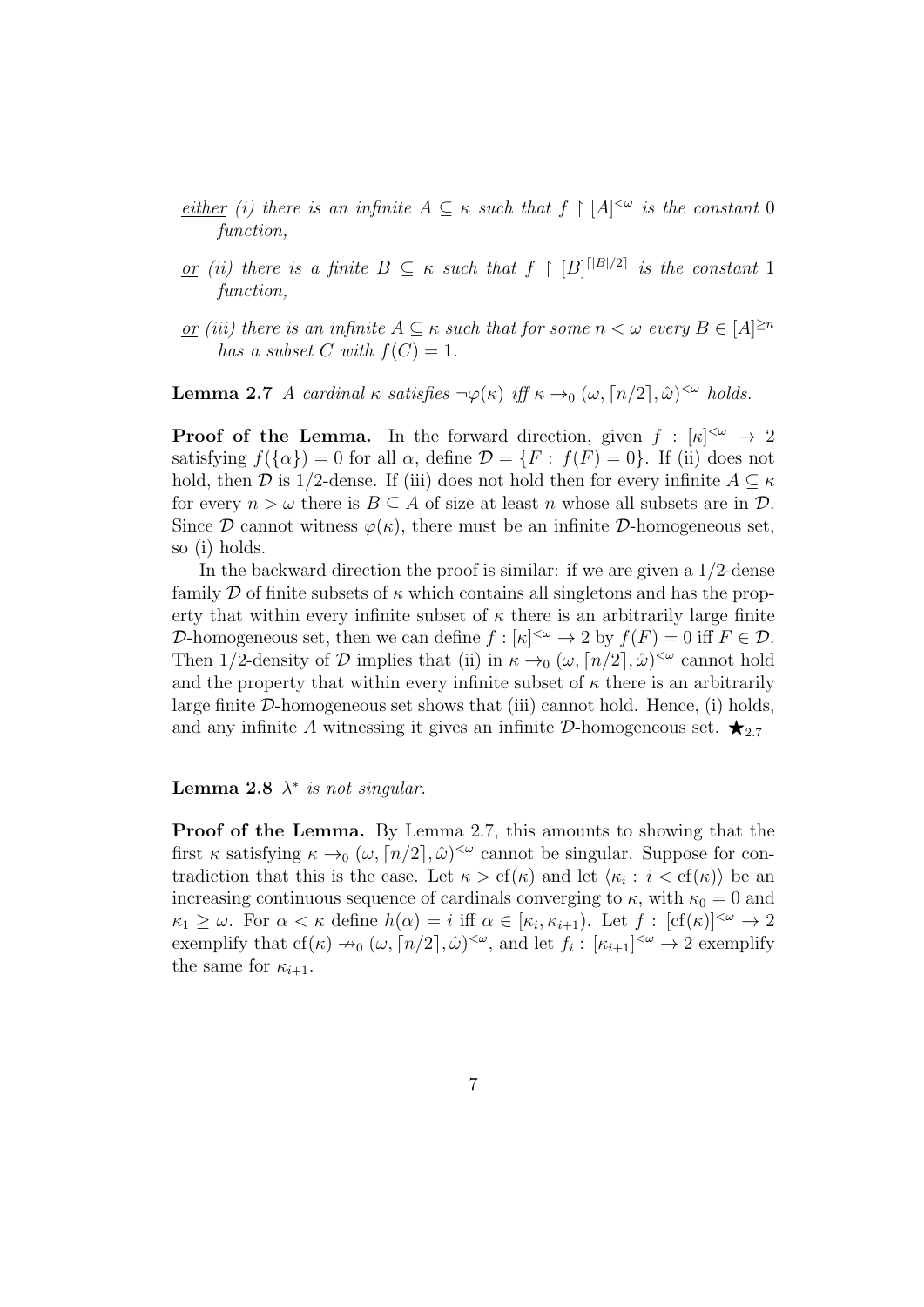<u>*either*</u> *(i) there is an infinite $A \subseteq \kappa$ such that $f \restriction [A]^{<\omega}$ is the constant 0 function,*

<u>*or*</u> *(ii) there is a finite $B \subseteq \kappa$ such that $f \restriction [B]^{\lceil |B|/2 \rceil}$ is the constant 1 function,*

<u>*or*</u> *(iii) there is an infinite $A \subseteq \kappa$ such that for some $n < \omega$ every $B \in [A]^{\geq n}$ has a subset $C$ with $f(C) = 1$.*

**Lemma 2.7** *A cardinal $\kappa$ satisfies $\neg\varphi(\kappa)$ iff $\kappa \to_0 (\omega, \lceil n/2 \rceil, \hat{\omega})^{<\omega}$ holds.*

**Proof of the Lemma.** In the forward direction, given $f : [\kappa]^{<\omega} \to 2$ satisfying $f(\{\alpha\}) = 0$ for all $\alpha$, define $\mathcal{D} = \{F : f(F) = 0\}$. If (ii) does not hold, then $\mathcal{D}$ is 1/2-dense. If (iii) does not hold then for every infinite $A \subseteq \kappa$ for every $n > \omega$ there is $B \subseteq A$ of size at least $n$ whose all subsets are in $\mathcal{D}$. Since $\mathcal{D}$ cannot witness $\varphi(\kappa)$, there must be an infinite $\mathcal{D}$-homogeneous set, so (i) holds.

In the backward direction the proof is similar: if we are given a 1/2-dense family $\mathcal{D}$ of finite subsets of $\kappa$ which contains all singletons and has the property that within every infinite subset of $\kappa$ there is an arbitrarily large finite $\mathcal{D}$-homogeneous set, then we can define $f : [\kappa]^{<\omega} \to 2$ by $f(F) = 0$ iff $F \in \mathcal{D}$. Then 1/2-density of $\mathcal{D}$ implies that (ii) in $\kappa \to_0 (\omega, \lceil n/2 \rceil, \hat{\omega})^{<\omega}$ cannot hold and the property that within every infinite subset of $\kappa$ there is an arbitrarily large finite $\mathcal{D}$-homogeneous set shows that (iii) cannot hold. Hence, (i) holds, and any infinite $A$ witnessing it gives an infinite $\mathcal{D}$-homogeneous set. $\bigstar_{2.7}$

**Lemma 2.8** *$\lambda^*$ is not singular.*

**Proof of the Lemma.** By Lemma 2.7, this amounts to showing that the first $\kappa$ satisfying $\kappa \to_0 (\omega, \lceil n/2 \rceil, \hat{\omega})^{<\omega}$ cannot be singular. Suppose for contradiction that this is the case. Let $\kappa > \mathrm{cf}(\kappa)$ and let $\langle \kappa_i : i < \mathrm{cf}(\kappa) \rangle$ be an increasing continuous sequence of cardinals converging to $\kappa$, with $\kappa_0 = 0$ and $\kappa_1 \geq \omega$. For $\alpha < \kappa$ define $h(\alpha) = i$ iff $\alpha \in [\kappa_i, \kappa_{i+1})$. Let $f : [\mathrm{cf}(\kappa)]^{<\omega} \to 2$ exemplify that $\mathrm{cf}(\kappa) \not\to_0 (\omega, \lceil n/2 \rceil, \hat{\omega})^{<\omega}$, and let $f_i : [\kappa_{i+1}]^{<\omega} \to 2$ exemplify the same for $\kappa_{i+1}$.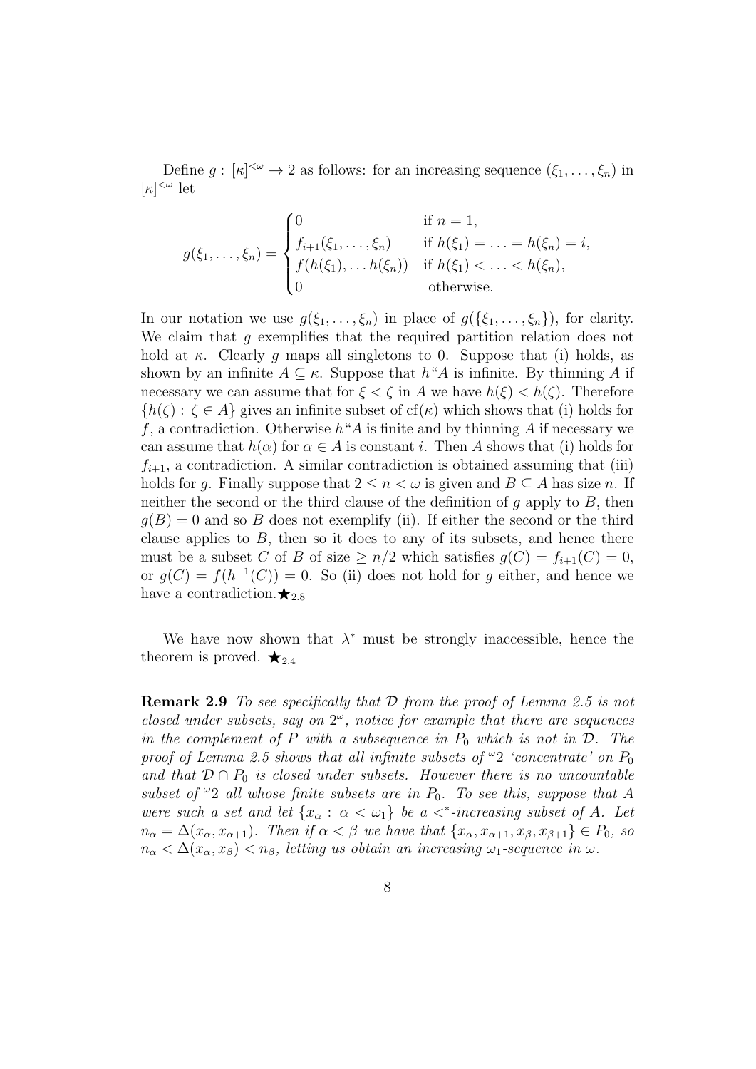Define $g : [\kappa]^{<\omega} \to 2$ as follows: for an increasing sequence $(\xi_1, \ldots, \xi_n)$ in $[\kappa]^{<\omega}$ let

$$g(\xi_1, \ldots, \xi_n) = \begin{cases} 0 & \text{if } n = 1, \\ f_{i+1}(\xi_1, \ldots, \xi_n) & \text{if } h(\xi_1) = \ldots = h(\xi_n) = i, \\ f(h(\xi_1), \ldots h(\xi_n)) & \text{if } h(\xi_1) < \ldots < h(\xi_n), \\ 0 & \text{otherwise.} \end{cases}$$

In our notation we use $g(\xi_1, \ldots, \xi_n)$ in place of $g(\{\xi_1, \ldots, \xi_n\})$, for clarity. We claim that $g$ exemplifies that the required partition relation does not hold at $\kappa$. Clearly $g$ maps all singletons to 0. Suppose that (i) holds, as shown by an infinite $A \subseteq \kappa$. Suppose that $h``A$ is infinite. By thinning $A$ if necessary we can assume that for $\xi < \zeta$ in $A$ we have $h(\xi) < h(\zeta)$. Therefore $\{h(\zeta) : \zeta \in A\}$ gives an infinite subset of $\mathrm{cf}(\kappa)$ which shows that (i) holds for $f$, a contradiction. Otherwise $h``A$ is finite and by thinning $A$ if necessary we can assume that $h(\alpha)$ for $\alpha \in A$ is constant $i$. Then $A$ shows that (i) holds for $f_{i+1}$, a contradiction. A similar contradiction is obtained assuming that (iii) holds for $g$. Finally suppose that $2 \leq n < \omega$ is given and $B \subseteq A$ has size $n$. If neither the second or the third clause of the definition of $g$ apply to $B$, then $g(B) = 0$ and so $B$ does not exemplify (ii). If either the second or the third clause applies to $B$, then so it does to any of its subsets, and hence there must be a subset $C$ of $B$ of size $\geq n/2$ which satisfies $g(C) = f_{i+1}(C) = 0$, or $g(C) = f(h^{-1}(C)) = 0$. So (ii) does not hold for $g$ either, and hence we have a contradiction.$\bigstar_{2.8}$

We have now shown that $\lambda^*$ must be strongly inaccessible, hence the theorem is proved. $\bigstar_{2.4}$

**Remark 2.9** *To see specifically that $\mathcal{D}$ from the proof of Lemma 2.5 is not closed under subsets, say on $2^\omega$, notice for example that there are sequences in the complement of $P$ with a subsequence in $P_0$ which is not in $\mathcal{D}$. The proof of Lemma 2.5 shows that all infinite subsets of ${}^\omega 2$ 'concentrate' on $P_0$ and that $\mathcal{D} \cap P_0$ is closed under subsets. However there is no uncountable subset of ${}^\omega 2$ all whose finite subsets are in $P_0$. To see this, suppose that $A$ were such a set and let $\{x_\alpha : \alpha < \omega_1\}$ be a $<^*$-increasing subset of $A$. Let $n_\alpha = \Delta(x_\alpha, x_{\alpha+1})$. Then if $\alpha < \beta$ we have that $\{x_\alpha, x_{\alpha+1}, x_\beta, x_{\beta+1}\} \in P_0$, so $n_\alpha < \Delta(x_\alpha, x_\beta) < n_\beta$, letting us obtain an increasing $\omega_1$-sequence in $\omega$.*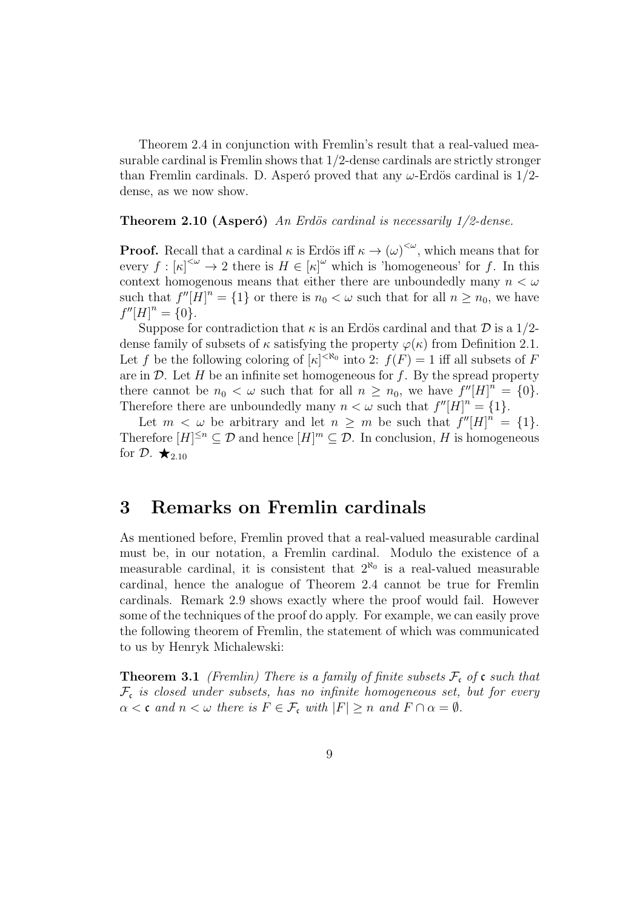Theorem 2.4 in conjunction with Fremlin's result that a real-valued measurable cardinal is Fremlin shows that 1/2-dense cardinals are strictly stronger than Fremlin cardinals. D. Asperó proved that any $\omega$-Erdös cardinal is 1/2-dense, as we now show.

**Theorem 2.10 (Asperó)** *An Erdös cardinal is necessarily 1/2-dense.*

**Proof.** Recall that a cardinal $\kappa$ is Erdös iff $\kappa \to (\omega)^{<\omega}$, which means that for every $f : [\kappa]^{<\omega} \to 2$ there is $H \in [\kappa]^{\omega}$ which is 'homogeneous' for $f$. In this context homogenous means that either there are unboundedly many $n < \omega$ such that $f''[H]^n = \{1\}$ or there is $n_0 < \omega$ such that for all $n \geq n_0$, we have $f''[H]^n = \{0\}$.

Suppose for contradiction that $\kappa$ is an Erdös cardinal and that $\mathcal{D}$ is a 1/2-dense family of subsets of $\kappa$ satisfying the property $\varphi(\kappa)$ from Definition 2.1. Let $f$ be the following coloring of $[\kappa]^{<\aleph_0}$ into 2: $f(F) = 1$ iff all subsets of $F$ are in $\mathcal{D}$. Let $H$ be an infinite set homogeneous for $f$. By the spread property there cannot be $n_0 < \omega$ such that for all $n \geq n_0$, we have $f''[H]^n = \{0\}$. Therefore there are unboundedly many $n < \omega$ such that $f''[H]^n = \{1\}$.

Let $m < \omega$ be arbitrary and let $n \geq m$ be such that $f''[H]^n = \{1\}$. Therefore $[H]^{\leq n} \subseteq \mathcal{D}$ and hence $[H]^m \subseteq \mathcal{D}$. In conclusion, $H$ is homogeneous for $\mathcal{D}$. $\bigstar_{2.10}$

# 3 Remarks on Fremlin cardinals

As mentioned before, Fremlin proved that a real-valued measurable cardinal must be, in our notation, a Fremlin cardinal. Modulo the existence of a measurable cardinal, it is consistent that $2^{\aleph_0}$ is a real-valued measurable cardinal, hence the analogue of Theorem 2.4 cannot be true for Fremlin cardinals. Remark 2.9 shows exactly where the proof would fail. However some of the techniques of the proof do apply. For example, we can easily prove the following theorem of Fremlin, the statement of which was communicated to us by Henryk Michalewski:

**Theorem 3.1** *(Fremlin) There is a family of finite subsets $\mathcal{F}_{\mathfrak{c}}$ of $\mathfrak{c}$ such that $\mathcal{F}_{\mathfrak{c}}$ is closed under subsets, has no infinite homogeneous set, but for every $\alpha < \mathfrak{c}$ and $n < \omega$ there is $F \in \mathcal{F}_{\mathfrak{c}}$ with $|F| \geq n$ and $F \cap \alpha = \emptyset$.*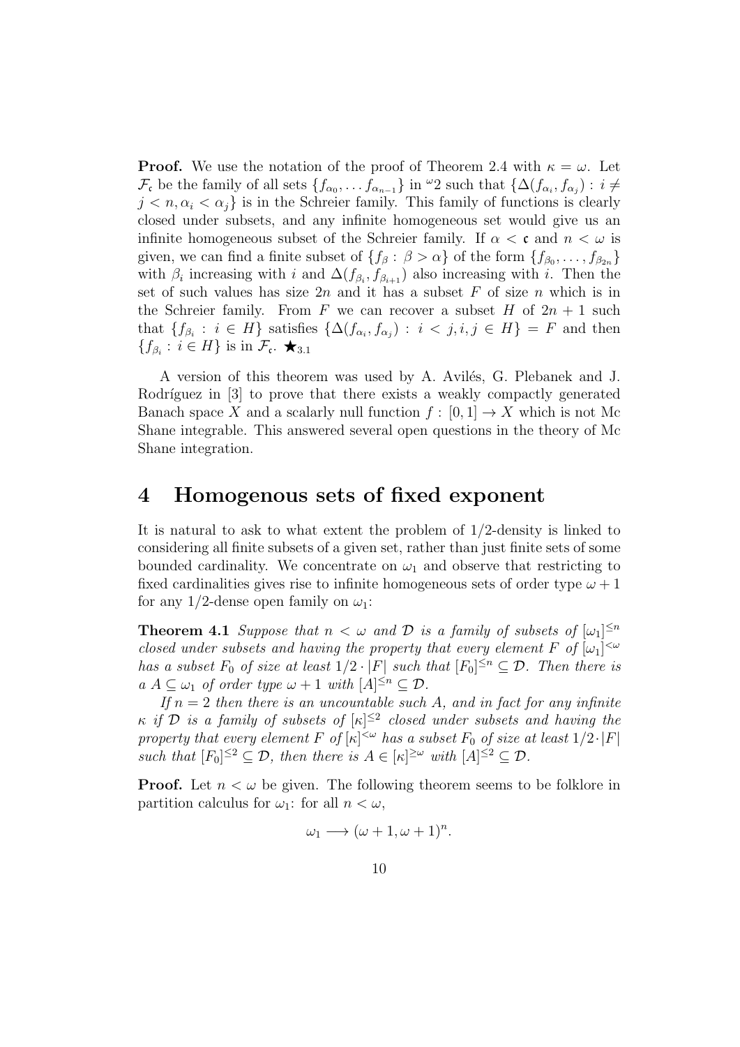**Proof.** We use the notation of the proof of Theorem 2.4 with $\kappa = \omega$. Let $\mathcal{F}_\mathfrak{c}$ be the family of all sets $\{f_{\alpha_0}, \dots f_{\alpha_{n-1}}\}$ in ${}^\omega 2$ such that $\{\Delta(f_{\alpha_i}, f_{\alpha_j}) : i \neq j < n, \alpha_i < \alpha_j\}$ is in the Schreier family. This family of functions is clearly closed under subsets, and any infinite homogeneous set would give us an infinite homogeneous subset of the Schreier family. If $\alpha < \mathfrak{c}$ and $n < \omega$ is given, we can find a finite subset of $\{f_\beta : \beta > \alpha\}$ of the form $\{f_{\beta_0}, \dots, f_{\beta_{2n}}\}$ with $\beta_i$ increasing with $i$ and $\Delta(f_{\beta_i}, f_{\beta_{i+1}})$ also increasing with $i$. Then the set of such values has size $2n$ and it has a subset $F$ of size $n$ which is in the Schreier family. From $F$ we can recover a subset $H$ of $2n + 1$ such that $\{f_{\beta_i} : i \in H\}$ satisfies $\{\Delta(f_{\alpha_i}, f_{\alpha_j}) : i < j, i, j \in H\} = F$ and then $\{f_{\beta_i} : i \in H\}$ is in $\mathcal{F}_\mathfrak{c}$. $\bigstar_{3.1}$

A version of this theorem was used by A. Avilés, G. Plebanek and J. Rodríguez in [3] to prove that there exists a weakly compactly generated Banach space $X$ and a scalarly null function $f : [0, 1] \to X$ which is not Mc Shane integrable. This answered several open questions in the theory of Mc Shane integration.

# 4 Homogenous sets of fixed exponent

It is natural to ask to what extent the problem of 1/2-density is linked to considering all finite subsets of a given set, rather than just finite sets of some bounded cardinality. We concentrate on $\omega_1$ and observe that restricting to fixed cardinalities gives rise to infinite homogeneous sets of order type $\omega + 1$ for any 1/2-dense open family on $\omega_1$:

**Theorem 4.1** *Suppose that $n < \omega$ and $\mathcal{D}$ is a family of subsets of $[\omega_1]^{\leq n}$ closed under subsets and having the property that every element $F$ of $[\omega_1]^{<\omega}$ has a subset $F_0$ of size at least $1/2 \cdot |F|$ such that $[F_0]^{\leq n} \subseteq \mathcal{D}$. Then there is a $A \subseteq \omega_1$ of order type $\omega + 1$ with $[A]^{\leq n} \subseteq \mathcal{D}$.*

*If $n = 2$ then there is an uncountable such $A$, and in fact for any infinite $\kappa$ if $\mathcal{D}$ is a family of subsets of $[\kappa]^{\leq 2}$ closed under subsets and having the property that every element $F$ of $[\kappa]^{<\omega}$ has a subset $F_0$ of size at least $1/2 \cdot |F|$ such that $[F_0]^{\leq 2} \subseteq \mathcal{D}$, then there is $A \in [\kappa]^{\geq \omega}$ with $[A]^{\leq 2} \subseteq \mathcal{D}$.*

**Proof.** Let $n < \omega$ be given. The following theorem seems to be folklore in partition calculus for $\omega_1$: for all $n < \omega$,

$$\omega_1 \longrightarrow (\omega + 1, \omega + 1)^n.$$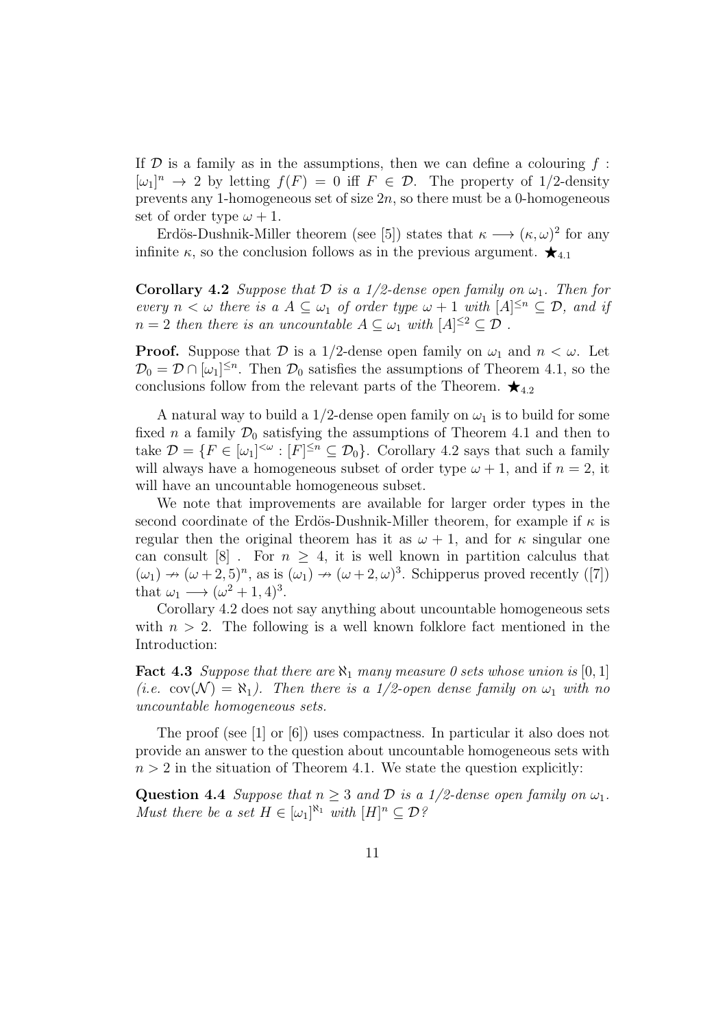If $\mathcal{D}$ is a family as in the assumptions, then we can define a colouring $f : [\omega_1]^n \to 2$ by letting $f(F) = 0$ iff $F \in \mathcal{D}$. The property of 1/2-density prevents any 1-homogeneous set of size $2n$, so there must be a 0-homogeneous set of order type $\omega + 1$.

Erdös-Dushnik-Miller theorem (see [5]) states that $\kappa \longrightarrow (\kappa, \omega)^2$ for any infinite $\kappa$, so the conclusion follows as in the previous argument. $\bigstar_{4.1}$

**Corollary 4.2** *Suppose that $\mathcal{D}$ is a 1/2-dense open family on $\omega_1$. Then for every $n < \omega$ there is a $A \subseteq \omega_1$ of order type $\omega + 1$ with $[A]^{\leq n} \subseteq \mathcal{D}$, and if $n = 2$ then there is an uncountable $A \subseteq \omega_1$ with $[A]^{\leq 2} \subseteq \mathcal{D}$ .*

**Proof.** Suppose that $\mathcal{D}$ is a 1/2-dense open family on $\omega_1$ and $n < \omega$. Let $\mathcal{D}_0 = \mathcal{D} \cap [\omega_1]^{\leq n}$. Then $\mathcal{D}_0$ satisfies the assumptions of Theorem 4.1, so the conclusions follow from the relevant parts of the Theorem. $\bigstar_{4.2}$

A natural way to build a 1/2-dense open family on $\omega_1$ is to build for some fixed $n$ a family $\mathcal{D}_0$ satisfying the assumptions of Theorem 4.1 and then to take $\mathcal{D} = \{F \in [\omega_1]^{<\omega} : [F]^{\leq n} \subseteq \mathcal{D}_0\}$. Corollary 4.2 says that such a family will always have a homogeneous subset of order type $\omega + 1$, and if $n = 2$, it will have an uncountable homogeneous subset.

We note that improvements are available for larger order types in the second coordinate of the Erdös-Dushnik-Miller theorem, for example if $\kappa$ is regular then the original theorem has it as $\omega + 1$, and for $\kappa$ singular one can consult [8] . For $n \geq 4$, it is well known in partition calculus that $(\omega_1) \nrightarrow (\omega + 2, 5)^n$, as is $(\omega_1) \nrightarrow (\omega + 2, \omega)^3$. Schipperus proved recently ([7]) that $\omega_1 \longrightarrow (\omega^2 + 1, 4)^3$.

Corollary 4.2 does not say anything about uncountable homogeneous sets with $n > 2$. The following is a well known folklore fact mentioned in the Introduction:

**Fact 4.3** *Suppose that there are $\aleph_1$ many measure 0 sets whose union is $[0, 1]$ (i.e. $\mathrm{cov}(\mathcal{N}) = \aleph_1$). Then there is a 1/2-open dense family on $\omega_1$ with no uncountable homogeneous sets.*

The proof (see [1] or [6]) uses compactness. In particular it also does not provide an answer to the question about uncountable homogeneous sets with $n > 2$ in the situation of Theorem 4.1. We state the question explicitly:

**Question 4.4** *Suppose that $n \geq 3$ and $\mathcal{D}$ is a 1/2-dense open family on $\omega_1$. Must there be a set $H \in [\omega_1]^{\aleph_1}$ with $[H]^n \subseteq \mathcal{D}$?*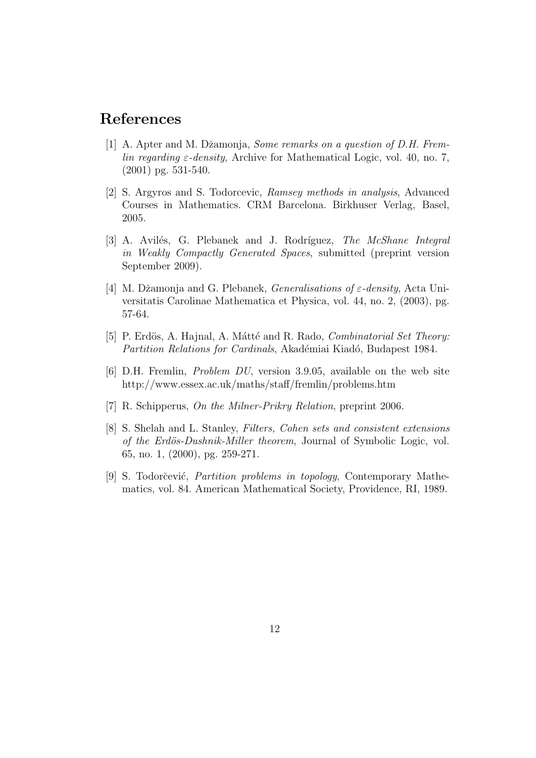# References

[1] A. Apter and M. Džamonja, *Some remarks on a question of D.H. Fremlin regarding $\varepsilon$-density*, Archive for Mathematical Logic, vol. 40, no. 7, (2001) pg. 531-540.

[2] S. Argyros and S. Todorcevic, *Ramsey methods in analysis*, Advanced Courses in Mathematics. CRM Barcelona. Birkhuser Verlag, Basel, 2005.

[3] A. Avilés, G. Plebanek and J. Rodríguez, *The McShane Integral in Weakly Compactly Generated Spaces*, submitted (preprint version September 2009).

[4] M. Džamonja and G. Plebanek, *Generalisations of $\varepsilon$-density*, Acta Universitatis Carolinae Mathematica et Physica, vol. 44, no. 2, (2003), pg. 57-64.

[5] P. Erdös, A. Hajnal, A. Máté and R. Rado, *Combinatorial Set Theory: Partition Relations for Cardinals*, Akadémiai Kiadó, Budapest 1984.

[6] D.H. Fremlin, *Problem DU*, version 3.9.05, available on the web site http://www.essex.ac.uk/maths/staff/fremlin/problems.htm

[7] R. Schipperus, *On the Milner-Prikry Relation*, preprint 2006.

[8] S. Shelah and L. Stanley, *Filters, Cohen sets and consistent extensions of the Erdös-Dushnik-Miller theorem*, Journal of Symbolic Logic, vol. 65, no. 1, (2000), pg. 259-271.

[9] S. Todorčević, *Partition problems in topology*, Contemporary Mathematics, vol. 84. American Mathematical Society, Providence, RI, 1989.